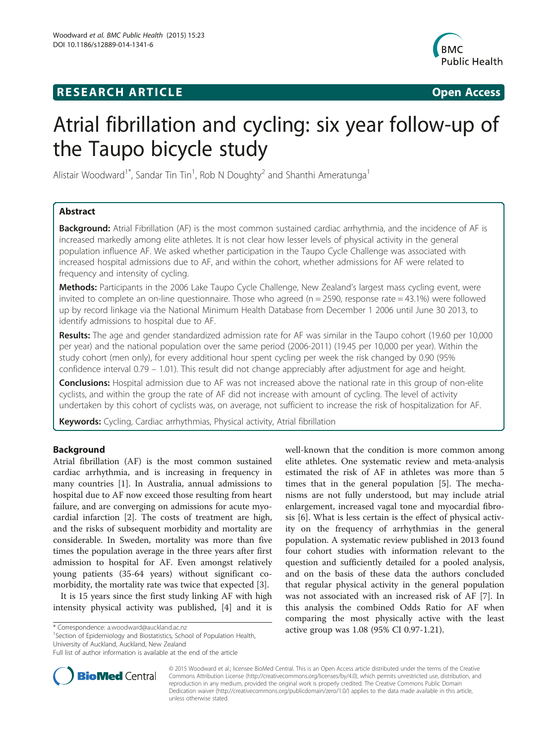**RESEARCH ARTICLE** **Open Access**

# Atrial fibrillation and cycling: six year follow-up of the Taupo bicycle study

Alistair Woodward[1*], Sandar Tin Tin[1], Rob N Doughty[2] and Shanthi Ameratunga[1]

## Abstract

**Background:** Atrial Fibrillation (AF) is the most common sustained cardiac arrhythmia, and the incidence of AF is increased markedly among elite athletes. It is not clear how lesser levels of physical activity in the general population influence AF. We asked whether participation in the Taupo Cycle Challenge was associated with increased hospital admissions due to AF, and within the cohort, whether admissions for AF were related to frequency and intensity of cycling.

**Methods:** Participants in the 2006 Lake Taupo Cycle Challenge, New Zealand's largest mass cycling event, were invited to complete an on-line questionnaire. Those who agreed (n = 2590, response rate = 43.1%) were followed up by record linkage via the National Minimum Health Database from December 1 2006 until June 30 2013, to identify admissions to hospital due to AF.

**Results:** The age and gender standardized admission rate for AF was similar in the Taupo cohort (19.60 per 10,000 per year) and the national population over the same period (2006-2011) (19.45 per 10,000 per year). Within the study cohort (men only), for every additional hour spent cycling per week the risk changed by 0.90 (95% confidence interval 0.79 – 1.01). This result did not change appreciably after adjustment for age and height.

**Conclusions:** Hospital admission due to AF was not increased above the national rate in this group of non-elite cyclists, and within the group the rate of AF did not increase with amount of cycling. The level of activity undertaken by this cohort of cyclists was, on average, not sufficient to increase the risk of hospitalization for AF.

**Keywords:** Cycling, Cardiac arrhythmias, Physical activity, Atrial fibrillation

## Background

Atrial fibrillation (AF) is the most common sustained cardiac arrhythmia, and is increasing in frequency in many countries [1]. In Australia, annual admissions to hospital due to AF now exceed those resulting from heart failure, and are converging on admissions for acute myocardial infarction [2]. The costs of treatment are high, and the risks of subsequent morbidity and mortality are considerable. In Sweden, mortality was more than five times the population average in the three years after first admission to hospital for AF. Even amongst relatively young patients (35-64 years) without significant comorbidity, the mortality rate was twice that expected [3].

It is 15 years since the first study linking AF with high intensity physical activity was published, [4] and it is well-known that the condition is more common among elite athletes. One systematic review and meta-analysis estimated the risk of AF in athletes was more than 5 times that in the general population [5]. The mechanisms are not fully understood, but may include atrial enlargement, increased vagal tone and myocardial fibrosis [6]. What is less certain is the effect of physical activity on the frequency of arrhythmias in the general population. A systematic review published in 2013 found four cohort studies with information relevant to the question and sufficiently detailed for a pooled analysis, and on the basis of these data the authors concluded that regular physical activity in the general population was not associated with an increased risk of AF [7]. In this analysis the combined Odds Ratio for AF when comparing the most physically active with the least active group was 1.08 (95% CI 0.97-1.21).

\* Correspondence: a.woodward@auckland.ac.nz
[1]Section of Epidemiology and Biostatistics, School of Population Health, University of Auckland, Auckland, New Zealand
Full list of author information is available at the end of the article

© 2015 Woodward et al.; licensee BioMed Central. This is an Open Access article distributed under the terms of the Creative Commons Attribution License (http://creativecommons.org/licenses/by/4.0), which permits unrestricted use, distribution, and reproduction in any medium, provided the original work is properly credited. The Creative Commons Public Domain Dedication waiver (http://creativecommons.org/publicdomain/zero/1.0/) applies to the data made available in this article, unless otherwise stated.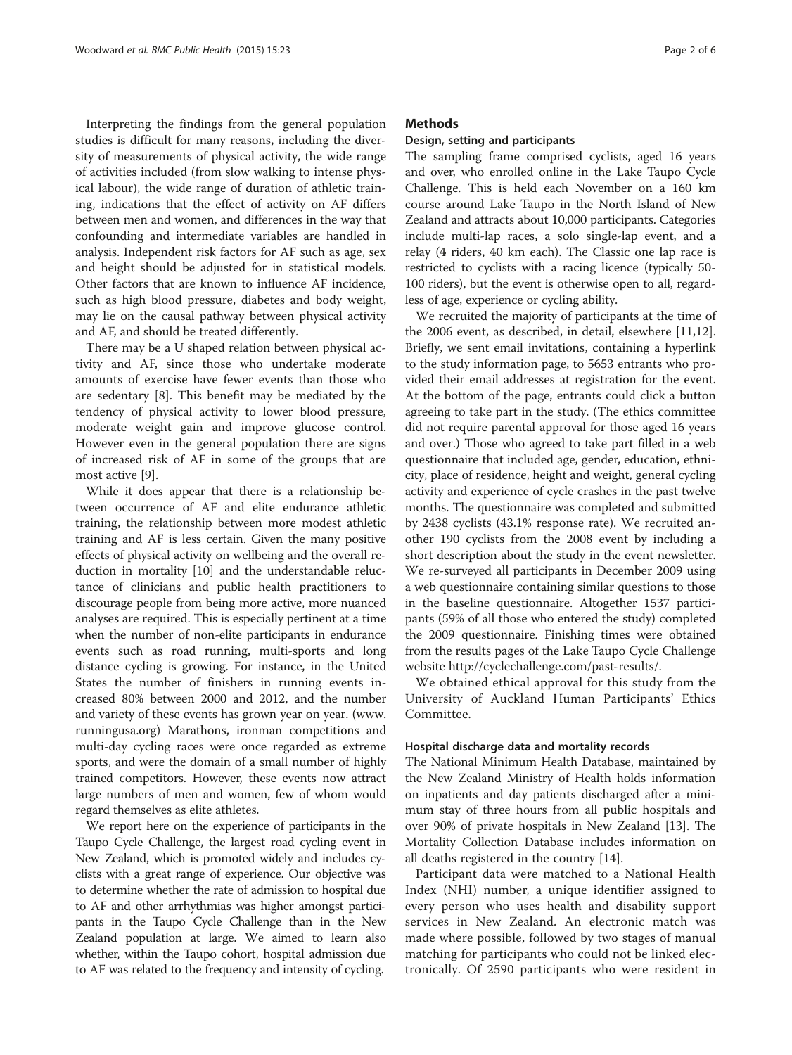Interpreting the findings from the general population studies is difficult for many reasons, including the diversity of measurements of physical activity, the wide range of activities included (from slow walking to intense physical labour), the wide range of duration of athletic training, indications that the effect of activity on AF differs between men and women, and differences in the way that confounding and intermediate variables are handled in analysis. Independent risk factors for AF such as age, sex and height should be adjusted for in statistical models. Other factors that are known to influence AF incidence, such as high blood pressure, diabetes and body weight, may lie on the causal pathway between physical activity and AF, and should be treated differently.

There may be a U shaped relation between physical activity and AF, since those who undertake moderate amounts of exercise have fewer events than those who are sedentary [8]. This benefit may be mediated by the tendency of physical activity to lower blood pressure, moderate weight gain and improve glucose control. However even in the general population there are signs of increased risk of AF in some of the groups that are most active [9].

While it does appear that there is a relationship between occurrence of AF and elite endurance athletic training, the relationship between more modest athletic training and AF is less certain. Given the many positive effects of physical activity on wellbeing and the overall reduction in mortality [10] and the understandable reluctance of clinicians and public health practitioners to discourage people from being more active, more nuanced analyses are required. This is especially pertinent at a time when the number of non-elite participants in endurance events such as road running, multi-sports and long distance cycling is growing. For instance, in the United States the number of finishers in running events increased 80% between 2000 and 2012, and the number and variety of these events has grown year on year. (www.runningusa.org) Marathons, ironman competitions and multi-day cycling races were once regarded as extreme sports, and were the domain of a small number of highly trained competitors. However, these events now attract large numbers of men and women, few of whom would regard themselves as elite athletes.

We report here on the experience of participants in the Taupo Cycle Challenge, the largest road cycling event in New Zealand, which is promoted widely and includes cyclists with a great range of experience. Our objective was to determine whether the rate of admission to hospital due to AF and other arrhythmias was higher amongst participants in the Taupo Cycle Challenge than in the New Zealand population at large. We aimed to learn also whether, within the Taupo cohort, hospital admission due to AF was related to the frequency and intensity of cycling.

## Methods

### Design, setting and participants

The sampling frame comprised cyclists, aged 16 years and over, who enrolled online in the Lake Taupo Cycle Challenge. This is held each November on a 160 km course around Lake Taupo in the North Island of New Zealand and attracts about 10,000 participants. Categories include multi-lap races, a solo single-lap event, and a relay (4 riders, 40 km each). The Classic one lap race is restricted to cyclists with a racing licence (typically 50-100 riders), but the event is otherwise open to all, regardless of age, experience or cycling ability.

We recruited the majority of participants at the time of the 2006 event, as described, in detail, elsewhere [11,12]. Briefly, we sent email invitations, containing a hyperlink to the study information page, to 5653 entrants who provided their email addresses at registration for the event. At the bottom of the page, entrants could click a button agreeing to take part in the study. (The ethics committee did not require parental approval for those aged 16 years and over.) Those who agreed to take part filled in a web questionnaire that included age, gender, education, ethnicity, place of residence, height and weight, general cycling activity and experience of cycle crashes in the past twelve months. The questionnaire was completed and submitted by 2438 cyclists (43.1% response rate). We recruited another 190 cyclists from the 2008 event by including a short description about the study in the event newsletter. We re-surveyed all participants in December 2009 using a web questionnaire containing similar questions to those in the baseline questionnaire. Altogether 1537 participants (59% of all those who entered the study) completed the 2009 questionnaire. Finishing times were obtained from the results pages of the Lake Taupo Cycle Challenge website http://cyclechallenge.com/past-results/.

We obtained ethical approval for this study from the University of Auckland Human Participants' Ethics Committee.

### Hospital discharge data and mortality records

The National Minimum Health Database, maintained by the New Zealand Ministry of Health holds information on inpatients and day patients discharged after a minimum stay of three hours from all public hospitals and over 90% of private hospitals in New Zealand [13]. The Mortality Collection Database includes information on all deaths registered in the country [14].

Participant data were matched to a National Health Index (NHI) number, a unique identifier assigned to every person who uses health and disability support services in New Zealand. An electronic match was made where possible, followed by two stages of manual matching for participants who could not be linked electronically. Of 2590 participants who were resident in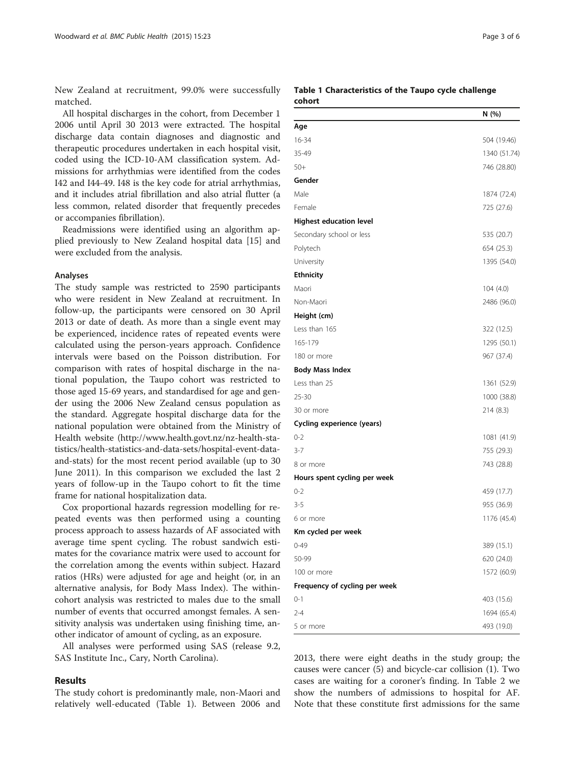New Zealand at recruitment, 99.0% were successfully matched.

All hospital discharges in the cohort, from December 1 2006 until April 30 2013 were extracted. The hospital discharge data contain diagnoses and diagnostic and therapeutic procedures undertaken in each hospital visit, coded using the ICD-10-AM classification system. Admissions for arrhythmias were identified from the codes I42 and I44-49. I48 is the key code for atrial arrhythmias, and it includes atrial fibrillation and also atrial flutter (a less common, related disorder that frequently precedes or accompanies fibrillation).

Readmissions were identified using an algorithm applied previously to New Zealand hospital data [15] and were excluded from the analysis.

### Analyses

The study sample was restricted to 2590 participants who were resident in New Zealand at recruitment. In follow-up, the participants were censored on 30 April 2013 or date of death. As more than a single event may be experienced, incidence rates of repeated events were calculated using the person-years approach. Confidence intervals were based on the Poisson distribution. For comparison with rates of hospital discharge in the national population, the Taupo cohort was restricted to those aged 15-69 years, and standardised for age and gender using the 2006 New Zealand census population as the standard. Aggregate hospital discharge data for the national population were obtained from the Ministry of Health website (http://www.health.govt.nz/nz-health-statistics/health-statistics-and-data-sets/hospital-event-data-and-stats) for the most recent period available (up to 30 June 2011). In this comparison we excluded the last 2 years of follow-up in the Taupo cohort to fit the time frame for national hospitalization data.

Cox proportional hazards regression modelling for repeated events was then performed using a counting process approach to assess hazards of AF associated with average time spent cycling. The robust sandwich estimates for the covariance matrix were used to account for the correlation among the events within subject. Hazard ratios (HRs) were adjusted for age and height (or, in an alternative analysis, for Body Mass Index). The within-cohort analysis was restricted to males due to the small number of events that occurred amongst females. A sensitivity analysis was undertaken using finishing time, another indicator of amount of cycling, as an exposure.

All analyses were performed using SAS (release 9.2, SAS Institute Inc., Cary, North Carolina).

## Results

The study cohort is predominantly male, non-Maori and relatively well-educated (Table 1). Between 2006 and 2013, there were eight deaths in the study group; the causes were cancer (5) and bicycle-car collision (1). Two cases are waiting for a coroner's finding. In Table 2 we show the numbers of admissions to hospital for AF. Note that these constitute first admissions for the same

**Table 1 Characteristics of the Taupo cycle challenge cohort**

| | N (%) |
|---|---|
| **Age** | |
| 16-34 | 504 (19.46) |
| 35-49 | 1340 (51.74) |
| 50+ | 746 (28.80) |
| **Gender** | |
| Male | 1874 (72.4) |
| Female | 725 (27.6) |
| **Highest education level** | |
| Secondary school or less | 535 (20.7) |
| Polytech | 654 (25.3) |
| University | 1395 (54.0) |
| **Ethnicity** | |
| Maori | 104 (4.0) |
| Non-Maori | 2486 (96.0) |
| **Height (cm)** | |
| Less than 165 | 322 (12.5) |
| 165-179 | 1295 (50.1) |
| 180 or more | 967 (37.4) |
| **Body Mass Index** | |
| Less than 25 | 1361 (52.9) |
| 25-30 | 1000 (38.8) |
| 30 or more | 214 (8.3) |
| **Cycling experience (years)** | |
| 0-2 | 1081 (41.9) |
| 3-7 | 755 (29.3) |
| 8 or more | 743 (28.8) |
| **Hours spent cycling per week** | |
| 0-2 | 459 (17.7) |
| 3-5 | 955 (36.9) |
| 6 or more | 1176 (45.4) |
| **Km cycled per week** | |
| 0-49 | 389 (15.1) |
| 50-99 | 620 (24.0) |
| 100 or more | 1572 (60.9) |
| **Frequency of cycling per week** | |
| 0-1 | 403 (15.6) |
| 2-4 | 1694 (65.4) |
| 5 or more | 493 (19.0) |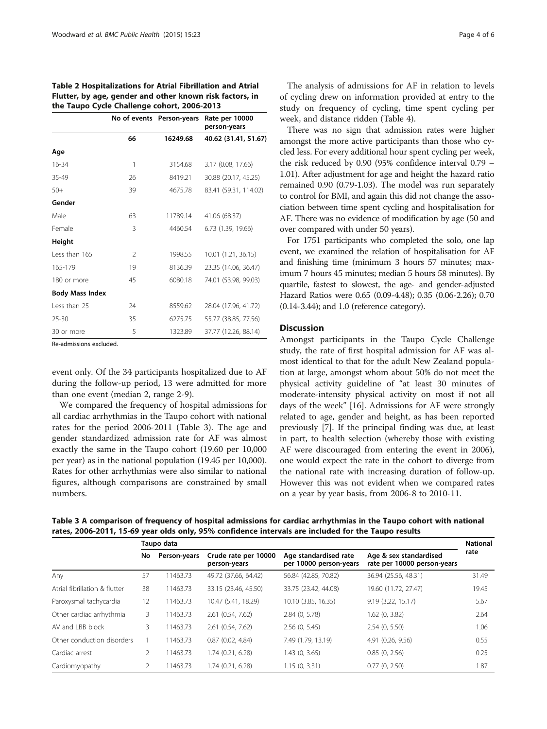**Table 2 Hospitalizations for Atrial Fibrillation and Atrial Flutter, by age, gender and other known risk factors, in the Taupo Cycle Challenge cohort, 2006-2013**

| | No of events | Person-years | Rate per 10000 person-years |
|---|---|---|---|
| | **66** | **16249.68** | **40.62 (31.41, 51.67)** |
| **Age** | | | |
| 16-34 | 1 | 3154.68 | 3.17 (0.08, 17.66) |
| 35-49 | 26 | 8419.21 | 30.88 (20.17, 45.25) |
| 50+ | 39 | 4675.78 | 83.41 (59.31, 114.02) |
| **Gender** | | | |
| Male | 63 | 11789.14 | 41.06 (68.37) |
| Female | 3 | 4460.54 | 6.73 (1.39, 19.66) |
| **Height** | | | |
| Less than 165 | 2 | 1998.55 | 10.01 (1.21, 36.15) |
| 165-179 | 19 | 8136.39 | 23.35 (14.06, 36.47) |
| 180 or more | 45 | 6080.18 | 74.01 (53.98, 99.03) |
| **Body Mass Index** | | | |
| Less than 25 | 24 | 8559.62 | 28.04 (17.96, 41.72) |
| 25-30 | 35 | 6275.75 | 55.77 (38.85, 77.56) |
| 30 or more | 5 | 1323.89 | 37.77 (12.26, 88.14) |

Re-admissions excluded.

event only. Of the 34 participants hospitalized due to AF during the follow-up period, 13 were admitted for more than one event (median 2, range 2-9).

We compared the frequency of hospital admissions for all cardiac arrhythmias in the Taupo cohort with national rates for the period 2006-2011 (Table 3). The age and gender standardized admission rate for AF was almost exactly the same in the Taupo cohort (19.60 per 10,000 per year) as in the national population (19.45 per 10,000). Rates for other arrhythmias were also similar to national figures, although comparisons are constrained by small numbers.

The analysis of admissions for AF in relation to levels of cycling drew on information provided at entry to the study on frequency of cycling, time spent cycling per week, and distance ridden (Table 4).

There was no sign that admission rates were higher amongst the more active participants than those who cycled less. For every additional hour spent cycling per week, the risk reduced by 0.90 (95% confidence interval 0.79 – 1.01). After adjustment for age and height the hazard ratio remained 0.90 (0.79-1.03). The model was run separately to control for BMI, and again this did not change the association between time spent cycling and hospitalisation for AF. There was no evidence of modification by age (50 and over compared with under 50 years).

For 1751 participants who completed the solo, one lap event, we examined the relation of hospitalisation for AF and finishing time (minimum 3 hours 57 minutes; maximum 7 hours 45 minutes; median 5 hours 58 minutes). By quartile, fastest to slowest, the age- and gender-adjusted Hazard Ratios were 0.65 (0.09-4.48); 0.35 (0.06-2.26); 0.70 (0.14-3.44); and 1.0 (reference category).

## Discussion

Amongst participants in the Taupo Cycle Challenge study, the rate of first hospital admission for AF was almost identical to that for the adult New Zealand population at large, amongst whom about 50% do not meet the physical activity guideline of "at least 30 minutes of moderate-intensity physical activity on most if not all days of the week" [16]. Admissions for AF were strongly related to age, gender and height, as has been reported previously [7]. If the principal finding was due, at least in part, to health selection (whereby those with existing AF were discouraged from entering the event in 2006), one would expect the rate in the cohort to diverge from the national rate with increasing duration of follow-up. However this was not evident when we compared rates on a year by year basis, from 2006-8 to 2010-11.

**Table 3 A comparison of frequency of hospital admissions for cardiac arrhythmias in the Taupo cohort with national rates, 2006-2011, 15-69 year olds only, 95% confidence intervals are included for the Taupo results**

| | Taupo data | | | | | National rate |
|---|---|---|---|---|---|---|
| | No | Person-years | Crude rate per 10000 person-years | Age standardised rate per 10000 person-years | Age & sex standardised rate per 10000 person-years | |
| Any | 57 | 11463.73 | 49.72 (37.66, 64.42) | 56.84 (42.85, 70.82) | 36.94 (25.56, 48.31) | 31.49 |
| Atrial fibrillation & flutter | 38 | 11463.73 | 33.15 (23.46, 45.50) | 33.75 (23.42, 44.08) | 19.60 (11.72, 27.47) | 19.45 |
| Paroxysmal tachycardia | 12 | 11463.73 | 10.47 (5.41, 18.29) | 10.10 (3.85, 16.35) | 9.19 (3.22, 15.17) | 5.67 |
| Other cardiac arrhythmia | 3 | 11463.73 | 2.61 (0.54, 7.62) | 2.84 (0, 5.78) | 1.62 (0, 3.82) | 2.64 |
| AV and LBB block | 3 | 11463.73 | 2.61 (0.54, 7.62) | 2.56 (0, 5.45) | 2.54 (0, 5.50) | 1.06 |
| Other conduction disorders | 1 | 11463.73 | 0.87 (0.02, 4.84) | 7.49 (1.79, 13.19) | 4.91 (0.26, 9.56) | 0.55 |
| Cardiac arrest | 2 | 11463.73 | 1.74 (0.21, 6.28) | 1.43 (0, 3.65) | 0.85 (0, 2.56) | 0.25 |
| Cardiomyopathy | 2 | 11463.73 | 1.74 (0.21, 6.28) | 1.15 (0, 3.31) | 0.77 (0, 2.50) | 1.87 |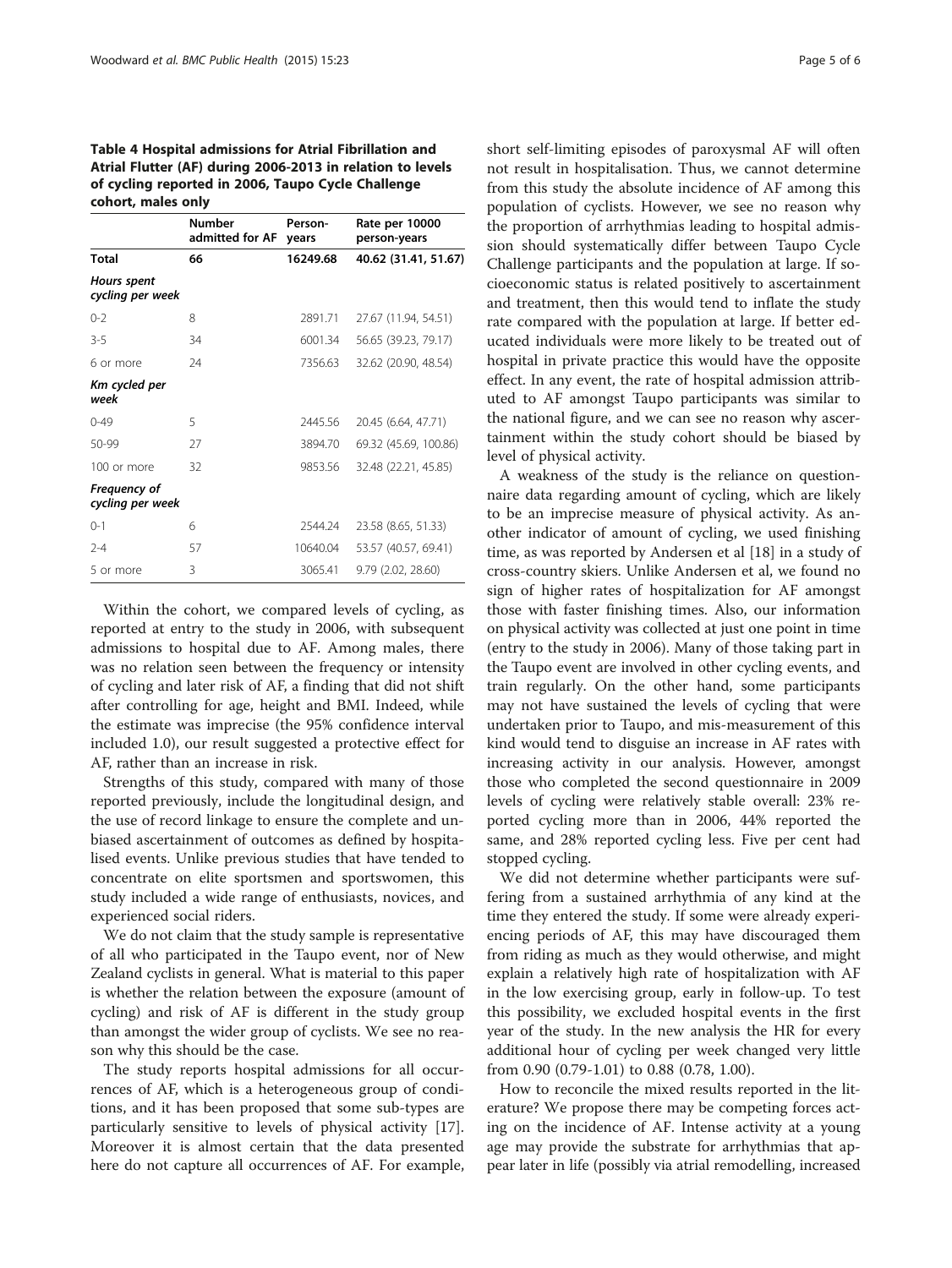**Table 4 Hospital admissions for Atrial Fibrillation and Atrial Flutter (AF) during 2006-2013 in relation to levels of cycling reported in 2006, Taupo Cycle Challenge cohort, males only**

| | Number admitted for AF | Person-years | Rate per 10000 person-years |
|---|---|---|---|
| **Total** | **66** | **16249.68** | **40.62 (31.41, 51.67)** |
| ***Hours spent cycling per week*** | | | |
| 0-2 | 8 | 2891.71 | 27.67 (11.94, 54.51) |
| 3-5 | 34 | 6001.34 | 56.65 (39.23, 79.17) |
| 6 or more | 24 | 7356.63 | 32.62 (20.90, 48.54) |
| ***Km cycled per week*** | | | |
| 0-49 | 5 | 2445.56 | 20.45 (6.64, 47.71) |
| 50-99 | 27 | 3894.70 | 69.32 (45.69, 100.86) |
| 100 or more | 32 | 9853.56 | 32.48 (22.21, 45.85) |
| ***Frequency of cycling per week*** | | | |
| 0-1 | 6 | 2544.24 | 23.58 (8.65, 51.33) |
| 2-4 | 57 | 10640.04 | 53.57 (40.57, 69.41) |
| 5 or more | 3 | 3065.41 | 9.79 (2.02, 28.60) |

Within the cohort, we compared levels of cycling, as reported at entry to the study in 2006, with subsequent admissions to hospital due to AF. Among males, there was no relation seen between the frequency or intensity of cycling and later risk of AF, a finding that did not shift after controlling for age, height and BMI. Indeed, while the estimate was imprecise (the 95% confidence interval included 1.0), our result suggested a protective effect for AF, rather than an increase in risk.

Strengths of this study, compared with many of those reported previously, include the longitudinal design, and the use of record linkage to ensure the complete and unbiased ascertainment of outcomes as defined by hospitalised events. Unlike previous studies that have tended to concentrate on elite sportsmen and sportswomen, this study included a wide range of enthusiasts, novices, and experienced social riders.

We do not claim that the study sample is representative of all who participated in the Taupo event, nor of New Zealand cyclists in general. What is material to this paper is whether the relation between the exposure (amount of cycling) and risk of AF is different in the study group than amongst the wider group of cyclists. We see no reason why this should be the case.

The study reports hospital admissions for all occurrences of AF, which is a heterogeneous group of conditions, and it has been proposed that some sub-types are particularly sensitive to levels of physical activity [17]. Moreover it is almost certain that the data presented here do not capture all occurrences of AF. For example, short self-limiting episodes of paroxysmal AF will often not result in hospitalisation. Thus, we cannot determine from this study the absolute incidence of AF among this population of cyclists. However, we see no reason why the proportion of arrhythmias leading to hospital admission should systematically differ between Taupo Cycle Challenge participants and the population at large. If socioeconomic status is related positively to ascertainment and treatment, then this would tend to inflate the study rate compared with the population at large. If better educated individuals were more likely to be treated out of hospital in private practice this would have the opposite effect. In any event, the rate of hospital admission attributed to AF amongst Taupo participants was similar to the national figure, and we can see no reason why ascertainment within the study cohort should be biased by level of physical activity.

A weakness of the study is the reliance on questionnaire data regarding amount of cycling, which are likely to be an imprecise measure of physical activity. As another indicator of amount of cycling, we used finishing time, as was reported by Andersen et al [18] in a study of cross-country skiers. Unlike Andersen et al, we found no sign of higher rates of hospitalization for AF amongst those with faster finishing times. Also, our information on physical activity was collected at just one point in time (entry to the study in 2006). Many of those taking part in the Taupo event are involved in other cycling events, and train regularly. On the other hand, some participants may not have sustained the levels of cycling that were undertaken prior to Taupo, and mis-measurement of this kind would tend to disguise an increase in AF rates with increasing activity in our analysis. However, amongst those who completed the second questionnaire in 2009 levels of cycling were relatively stable overall: 23% reported cycling more than in 2006, 44% reported the same, and 28% reported cycling less. Five per cent had stopped cycling.

We did not determine whether participants were suffering from a sustained arrhythmia of any kind at the time they entered the study. If some were already experiencing periods of AF, this may have discouraged them from riding as much as they would otherwise, and might explain a relatively high rate of hospitalization with AF in the low exercising group, early in follow-up. To test this possibility, we excluded hospital events in the first year of the study. In the new analysis the HR for every additional hour of cycling per week changed very little from 0.90 (0.79-1.01) to 0.88 (0.78, 1.00).

How to reconcile the mixed results reported in the literature? We propose there may be competing forces acting on the incidence of AF. Intense activity at a young age may provide the substrate for arrhythmias that appear later in life (possibly via atrial remodelling, increased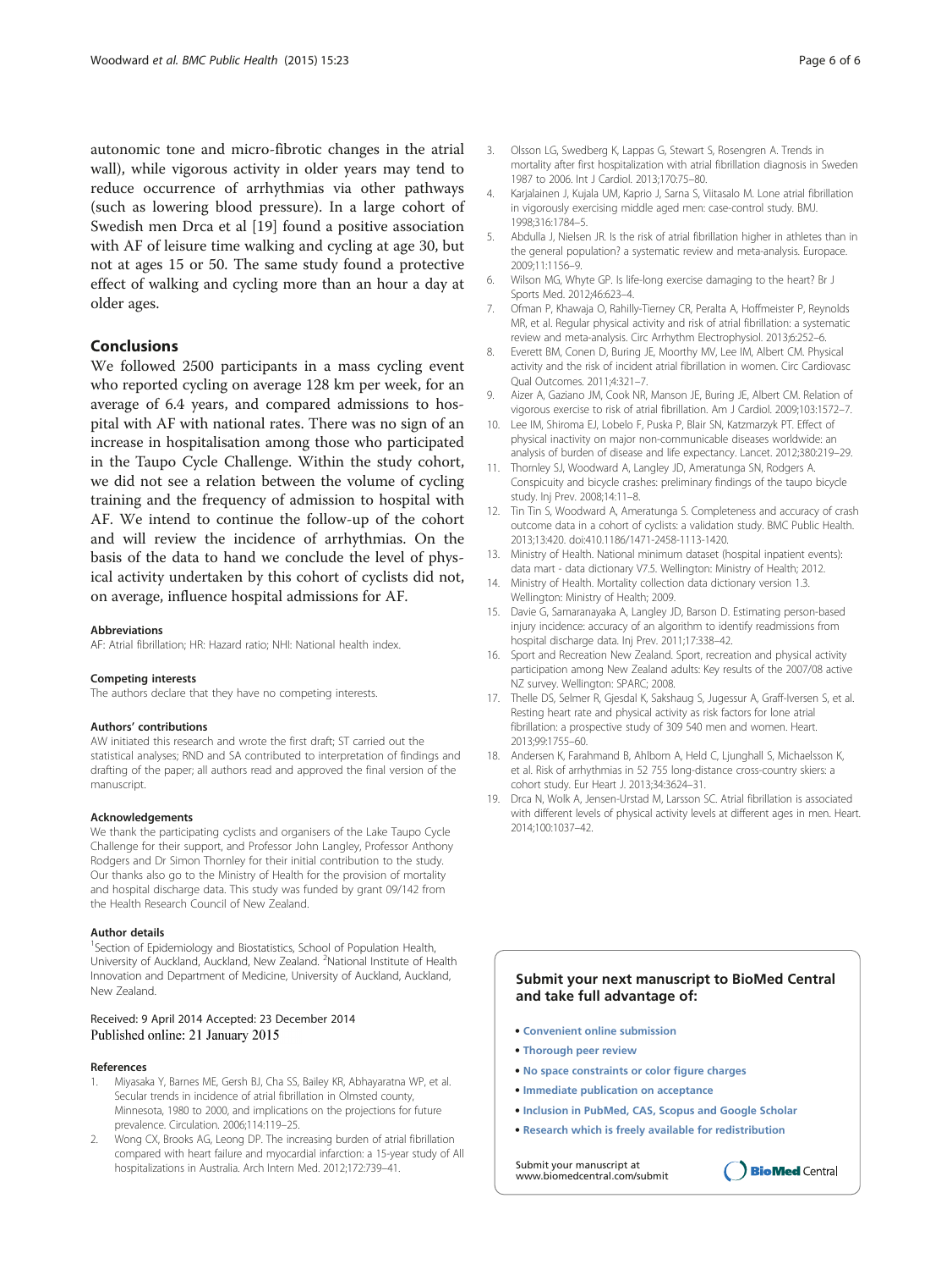autonomic tone and micro-fibrotic changes in the atrial wall), while vigorous activity in older years may tend to reduce occurrence of arrhythmias via other pathways (such as lowering blood pressure). In a large cohort of Swedish men Drca et al [19] found a positive association with AF of leisure time walking and cycling at age 30, but not at ages 15 or 50. The same study found a protective effect of walking and cycling more than an hour a day at older ages.

## Conclusions

We followed 2500 participants in a mass cycling event who reported cycling on average 128 km per week, for an average of 6.4 years, and compared admissions to hospital with AF with national rates. There was no sign of an increase in hospitalisation among those who participated in the Taupo Cycle Challenge. Within the study cohort, we did not see a relation between the volume of cycling training and the frequency of admission to hospital with AF. We intend to continue the follow-up of the cohort and will review the incidence of arrhythmias. On the basis of the data to hand we conclude the level of physical activity undertaken by this cohort of cyclists did not, on average, influence hospital admissions for AF.

#### Abbreviations

AF: Atrial fibrillation; HR: Hazard ratio; NHI: National health index.

#### Competing interests

The authors declare that they have no competing interests.

#### Authors' contributions

AW initiated this research and wrote the first draft; ST carried out the statistical analyses; RND and SA contributed to interpretation of findings and drafting of the paper; all authors read and approved the final version of the manuscript.

#### Acknowledgements

We thank the participating cyclists and organisers of the Lake Taupo Cycle Challenge for their support, and Professor John Langley, Professor Anthony Rodgers and Dr Simon Thornley for their initial contribution to the study. Our thanks also go to the Ministry of Health for the provision of mortality and hospital discharge data. This study was funded by grant 09/142 from the Health Research Council of New Zealand.

#### Author details

[1]Section of Epidemiology and Biostatistics, School of Population Health, University of Auckland, Auckland, New Zealand. [2]National Institute of Health Innovation and Department of Medicine, University of Auckland, Auckland, New Zealand.

Received: 9 April 2014 Accepted: 23 December 2014
Published online: 21 January 2015

#### References

1. Miyasaka Y, Barnes ME, Gersh BJ, Cha SS, Bailey KR, Abhayaratna WP, et al. Secular trends in incidence of atrial fibrillation in Olmsted county, Minnesota, 1980 to 2000, and implications on the projections for future prevalence. Circulation. 2006;114:119–25.
2. Wong CX, Brooks AG, Leong DP. The increasing burden of atrial fibrillation compared with heart failure and myocardial infarction: a 15-year study of All hospitalizations in Australia. Arch Intern Med. 2012;172:739–41.
3. Olsson LG, Swedberg K, Lappas G, Stewart S, Rosengren A. Trends in mortality after first hospitalization with atrial fibrillation diagnosis in Sweden 1987 to 2006. Int J Cardiol. 2013;170:75–80.
4. Karjalainen J, Kujala UM, Kaprio J, Sarna S, Viitasalo M. Lone atrial fibrillation in vigorously exercising middle aged men: case-control study. BMJ. 1998;316:1784–5.
5. Abdulla J, Nielsen JR. Is the risk of atrial fibrillation higher in athletes than in the general population? a systematic review and meta-analysis. Europace. 2009;11:1156–9.
6. Wilson MG, Whyte GP. Is life-long exercise damaging to the heart? Br J Sports Med. 2012;46:623–4.
7. Ofman P, Khawaja O, Rahilly-Tierney CR, Peralta A, Hoffmeister P, Reynolds MR, et al. Regular physical activity and risk of atrial fibrillation: a systematic review and meta-analysis. Circ Arrhythm Electrophysiol. 2013;6:252–6.
8. Everett BM, Conen D, Buring JE, Moorthy MV, Lee IM, Albert CM. Physical activity and the risk of incident atrial fibrillation in women. Circ Cardiovasc Qual Outcomes. 2011;4:321–7.
9. Aizer A, Gaziano JM, Cook NR, Manson JE, Buring JE, Albert CM. Relation of vigorous exercise to risk of atrial fibrillation. Am J Cardiol. 2009;103:1572–7.
10. Lee IM, Shiroma EJ, Lobelo F, Puska P, Blair SN, Katzmarzyk PT. Effect of physical inactivity on major non-communicable diseases worldwide: an analysis of burden of disease and life expectancy. Lancet. 2012;380:219–29.
11. Thornley SJ, Woodward A, Langley JD, Ameratunga SN, Rodgers A. Conspicuity and bicycle crashes: preliminary findings of the taupo bicycle study. Inj Prev. 2008;14:11–8.
12. Tin Tin S, Woodward A, Ameratunga S. Completeness and accuracy of crash outcome data in a cohort of cyclists: a validation study. BMC Public Health. 2013;13:420. doi:410.1186/1471-2458-1113-1420.
13. Ministry of Health. National minimum dataset (hospital inpatient events): data mart - data dictionary V7.5. Wellington: Ministry of Health; 2012.
14. Ministry of Health. Mortality collection data dictionary version 1.3. Wellington: Ministry of Health; 2009.
15. Davie G, Samaranayaka A, Langley JD, Barson D. Estimating person-based injury incidence: accuracy of an algorithm to identify readmissions from hospital discharge data. Inj Prev. 2011;17:338–42.
16. Sport and Recreation New Zealand. Sport, recreation and physical activity participation among New Zealand adults: Key results of the 2007/08 active NZ survey. Wellington: SPARC; 2008.
17. Thelle DS, Selmer R, Gjesdal K, Sakshaug S, Jugessur A, Graff-Iversen S, et al. Resting heart rate and physical activity as risk factors for lone atrial fibrillation: a prospective study of 309 540 men and women. Heart. 2013;99:1755–60.
18. Andersen K, Farahmand B, Ahlbom A, Held C, Ljunghall S, Michaelsson K, et al. Risk of arrhythmias in 52 755 long-distance cross-country skiers: a cohort study. Eur Heart J. 2013;34:3624–31.
19. Drca N, Wolk A, Jensen-Urstad M, Larsson SC. Atrial fibrillation is associated with different levels of physical activity levels at different ages in men. Heart. 2014;100:1037–42.

**Submit your next manuscript to BioMed Central and take full advantage of:**

- Convenient online submission
- Thorough peer review
- No space constraints or color figure charges
- Immediate publication on acceptance
- Inclusion in PubMed, CAS, Scopus and Google Scholar
- Research which is freely available for redistribution

Submit your manuscript at www.biomedcentral.com/submit

BioMed Central